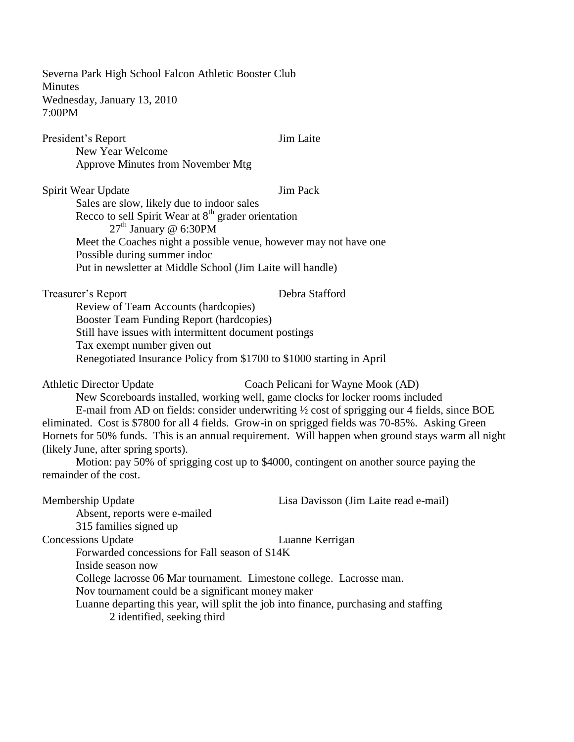Severna Park High School Falcon Athletic Booster Club
Minutes
Wednesday, January 13, 2010
7:00PM

**President's Report** — Jim Laite

- New Year Welcome
- Approve Minutes from November Mtg

**Spirit Wear Update** — Jim Pack

- Sales are slow, likely due to indoor sales
- Recco to sell Spirit Wear at 8th grader orientation
  - 27th January @ 6:30PM
- Meet the Coaches night a possible venue, however may not have one
- Possible during summer indoc
- Put in newsletter at Middle School (Jim Laite will handle)

**Treasurer's Report** — Debra Stafford

- Review of Team Accounts (hardcopies)
- Booster Team Funding Report (hardcopies)
- Still have issues with intermittent document postings
- Tax exempt number given out
- Renegotiated Insurance Policy from $1700 to $1000 starting in April

**Athletic Director Update** — Coach Pelicani for Wayne Mook (AD)

New Scoreboards installed, working well, game clocks for locker rooms included

E-mail from AD on fields: consider underwriting ½ cost of sprigging our 4 fields, since BOE eliminated. Cost is $7800 for all 4 fields. Grow-in on sprigged fields was 70-85%. Asking Green Hornets for 50% funds. This is an annual requirement. Will happen when ground stays warm all night (likely June, after spring sports).

Motion: pay 50% of sprigging cost up to $4000, contingent on another source paying the remainder of the cost.

**Membership Update** — Lisa Davisson (Jim Laite read e-mail)

- Absent, reports were e-mailed
- 315 families signed up

**Concessions Update** — Luanne Kerrigan

- Forwarded concessions for Fall season of $14K
- Inside season now
- College lacrosse 06 Mar tournament. Limestone college. Lacrosse man.
- Nov tournament could be a significant money maker
- Luanne departing this year, will split the job into finance, purchasing and staffing
  - 2 identified, seeking third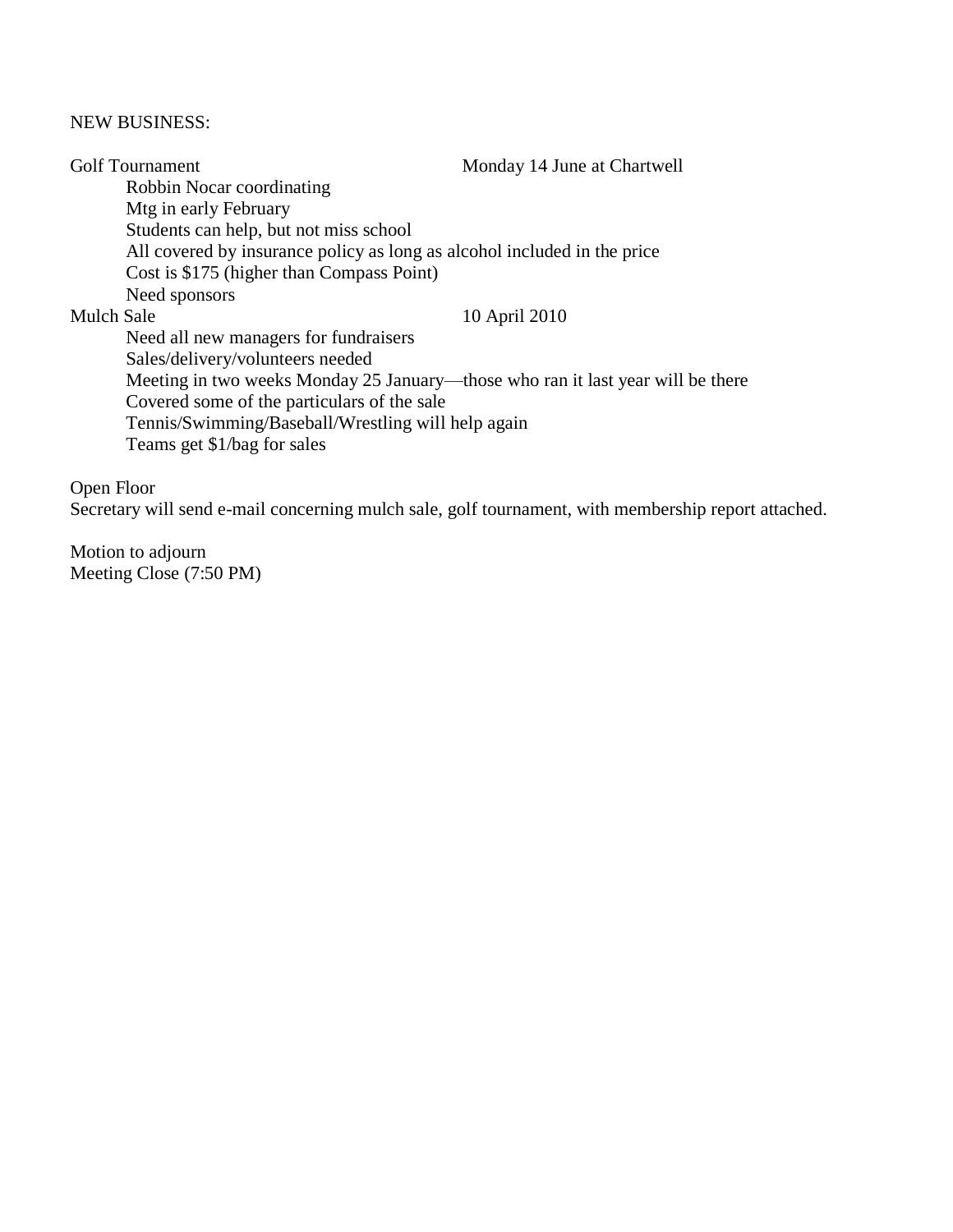NEW BUSINESS:

Golf Tournament — Monday 14 June at Chartwell

- Robbin Nocar coordinating
- Mtg in early February
- Students can help, but not miss school
- All covered by insurance policy as long as alcohol included in the price
- Cost is $175 (higher than Compass Point)
- Need sponsors

Mulch Sale — 10 April 2010

- Need all new managers for fundraisers
- Sales/delivery/volunteers needed
- Meeting in two weeks Monday 25 January—those who ran it last year will be there
- Covered some of the particulars of the sale
- Tennis/Swimming/Baseball/Wrestling will help again
- Teams get $1/bag for sales

Open Floor
Secretary will send e-mail concerning mulch sale, golf tournament, with membership report attached.

Motion to adjourn
Meeting Close (7:50 PM)